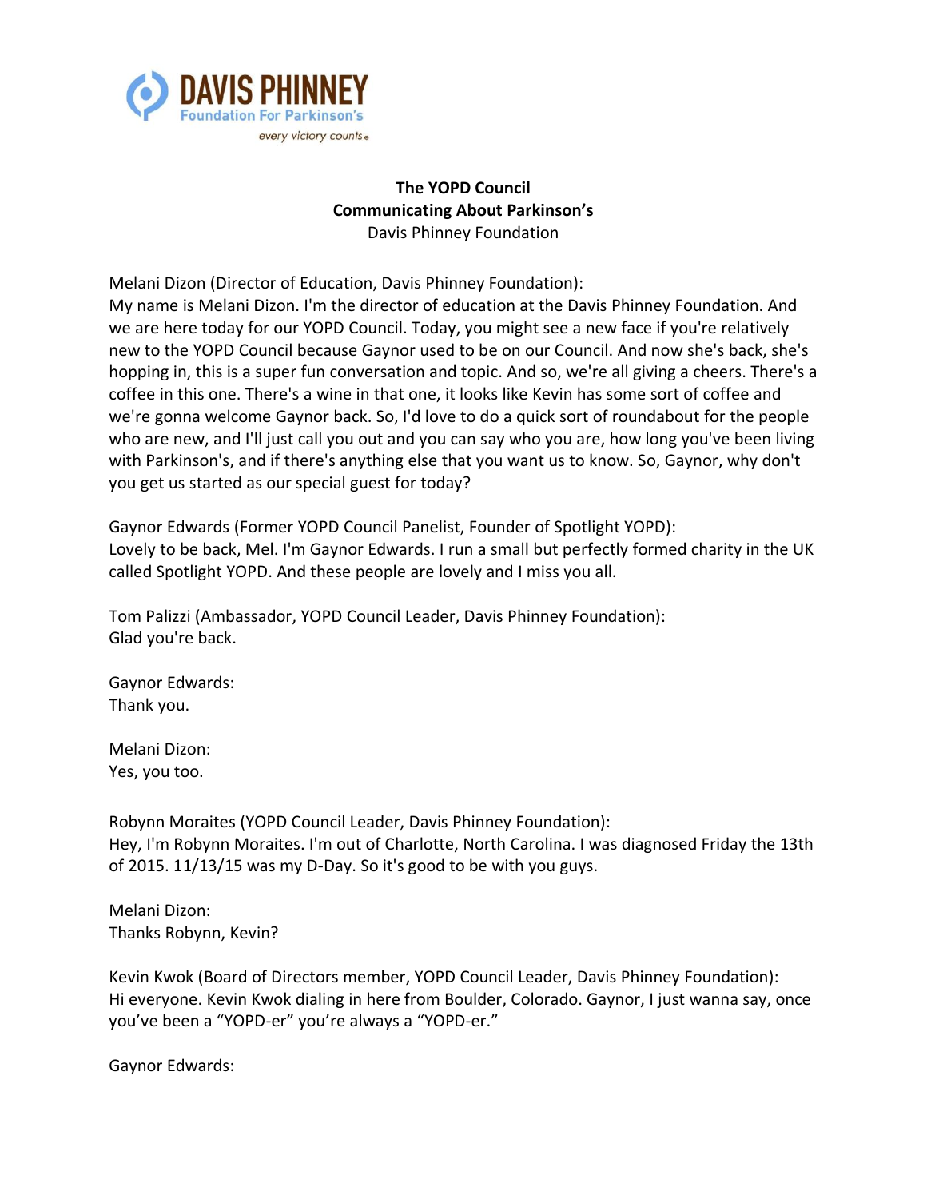**The YOPD Council**
**Communicating About Parkinson's**
Davis Phinney Foundation

Melani Dizon (Director of Education, Davis Phinney Foundation):
My name is Melani Dizon. I'm the director of education at the Davis Phinney Foundation. And we are here today for our YOPD Council. Today, you might see a new face if you're relatively new to the YOPD Council because Gaynor used to be on our Council. And now she's back, she's hopping in, this is a super fun conversation and topic. And so, we're all giving a cheers. There's a coffee in this one. There's a wine in that one, it looks like Kevin has some sort of coffee and we're gonna welcome Gaynor back. So, I'd love to do a quick sort of roundabout for the people who are new, and I'll just call you out and you can say who you are, how long you've been living with Parkinson's, and if there's anything else that you want us to know. So, Gaynor, why don't you get us started as our special guest for today?

Gaynor Edwards (Former YOPD Council Panelist, Founder of Spotlight YOPD):
Lovely to be back, Mel. I'm Gaynor Edwards. I run a small but perfectly formed charity in the UK called Spotlight YOPD. And these people are lovely and I miss you all.

Tom Palizzi (Ambassador, YOPD Council Leader, Davis Phinney Foundation):
Glad you're back.

Gaynor Edwards:
Thank you.

Melani Dizon:
Yes, you too.

Robynn Moraites (YOPD Council Leader, Davis Phinney Foundation):
Hey, I'm Robynn Moraites. I'm out of Charlotte, North Carolina. I was diagnosed Friday the 13th of 2015. 11/13/15 was my D-Day. So it's good to be with you guys.

Melani Dizon:
Thanks Robynn, Kevin?

Kevin Kwok (Board of Directors member, YOPD Council Leader, Davis Phinney Foundation):
Hi everyone. Kevin Kwok dialing in here from Boulder, Colorado. Gaynor, I just wanna say, once you've been a "YOPD-er" you're always a "YOPD-er."

Gaynor Edwards: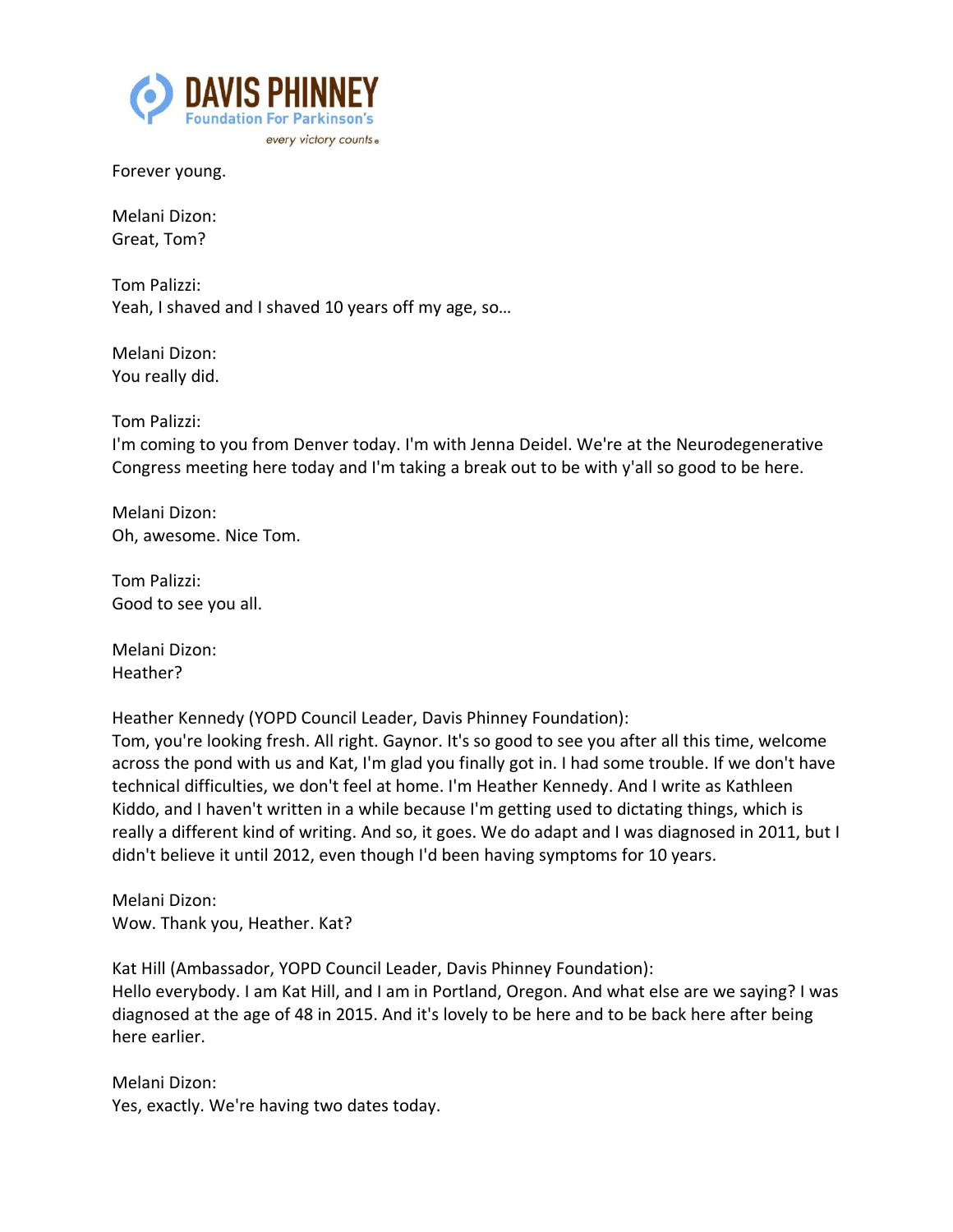Forever young.

Melani Dizon:
Great, Tom?

Tom Palizzi:
Yeah, I shaved and I shaved 10 years off my age, so…

Melani Dizon:
You really did.

Tom Palizzi:
I'm coming to you from Denver today. I'm with Jenna Deidel. We're at the Neurodegenerative Congress meeting here today and I'm taking a break out to be with y'all so good to be here.

Melani Dizon:
Oh, awesome. Nice Tom.

Tom Palizzi:
Good to see you all.

Melani Dizon:
Heather?

Heather Kennedy (YOPD Council Leader, Davis Phinney Foundation):
Tom, you're looking fresh. All right. Gaynor. It's so good to see you after all this time, welcome across the pond with us and Kat, I'm glad you finally got in. I had some trouble. If we don't have technical difficulties, we don't feel at home. I'm Heather Kennedy. And I write as Kathleen Kiddo, and I haven't written in a while because I'm getting used to dictating things, which is really a different kind of writing. And so, it goes. We do adapt and I was diagnosed in 2011, but I didn't believe it until 2012, even though I'd been having symptoms for 10 years.

Melani Dizon:
Wow. Thank you, Heather. Kat?

Kat Hill (Ambassador, YOPD Council Leader, Davis Phinney Foundation):
Hello everybody. I am Kat Hill, and I am in Portland, Oregon. And what else are we saying? I was diagnosed at the age of 48 in 2015. And it's lovely to be here and to be back here after being here earlier.

Melani Dizon:
Yes, exactly. We're having two dates today.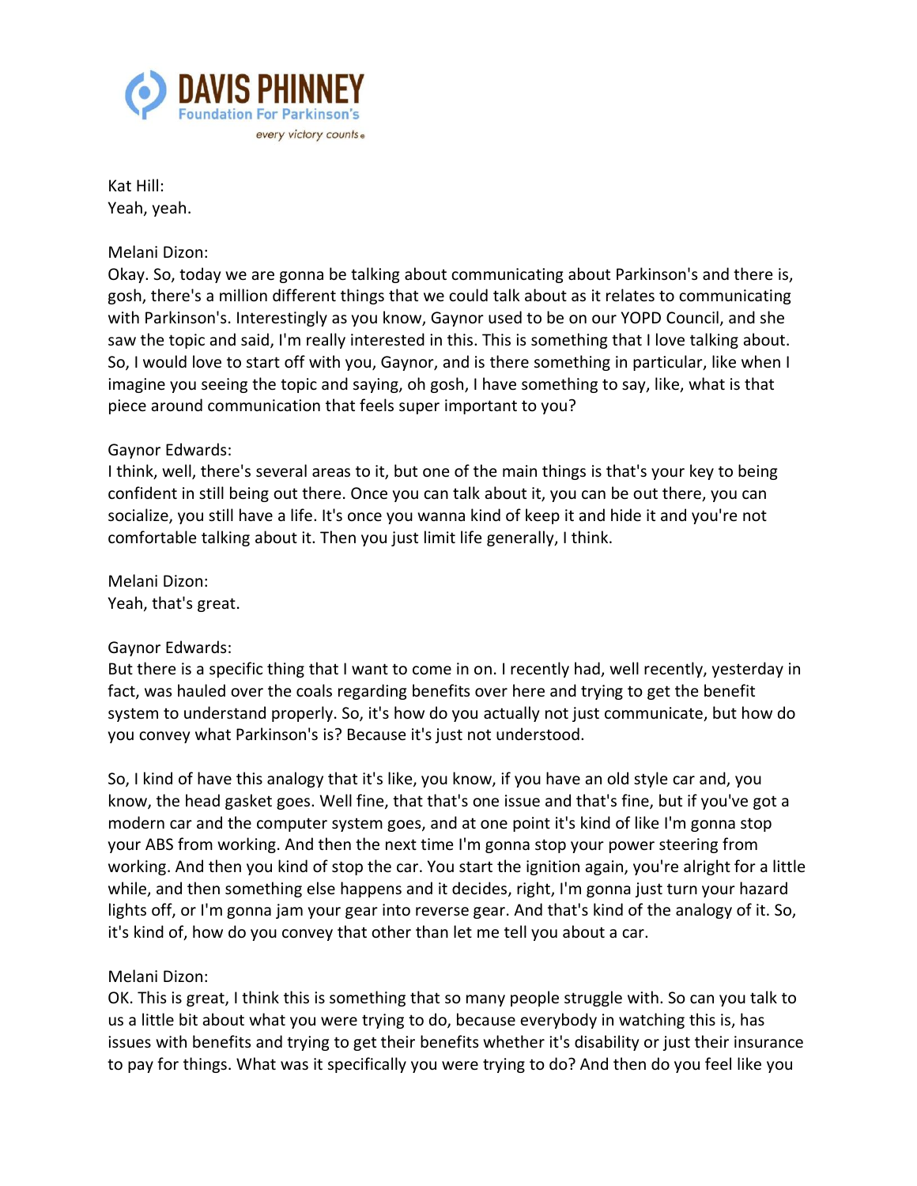Kat Hill:
Yeah, yeah.

Melani Dizon:
Okay. So, today we are gonna be talking about communicating about Parkinson's and there is, gosh, there's a million different things that we could talk about as it relates to communicating with Parkinson's. Interestingly as you know, Gaynor used to be on our YOPD Council, and she saw the topic and said, I'm really interested in this. This is something that I love talking about. So, I would love to start off with you, Gaynor, and is there something in particular, like when I imagine you seeing the topic and saying, oh gosh, I have something to say, like, what is that piece around communication that feels super important to you?

Gaynor Edwards:
I think, well, there's several areas to it, but one of the main things is that's your key to being confident in still being out there. Once you can talk about it, you can be out there, you can socialize, you still have a life. It's once you wanna kind of keep it and hide it and you're not comfortable talking about it. Then you just limit life generally, I think.

Melani Dizon:
Yeah, that's great.

Gaynor Edwards:
But there is a specific thing that I want to come in on. I recently had, well recently, yesterday in fact, was hauled over the coals regarding benefits over here and trying to get the benefit system to understand properly. So, it's how do you actually not just communicate, but how do you convey what Parkinson's is? Because it's just not understood.

So, I kind of have this analogy that it's like, you know, if you have an old style car and, you know, the head gasket goes. Well fine, that that's one issue and that's fine, but if you've got a modern car and the computer system goes, and at one point it's kind of like I'm gonna stop your ABS from working. And then the next time I'm gonna stop your power steering from working. And then you kind of stop the car. You start the ignition again, you're alright for a little while, and then something else happens and it decides, right, I'm gonna just turn your hazard lights off, or I'm gonna jam your gear into reverse gear. And that's kind of the analogy of it. So, it's kind of, how do you convey that other than let me tell you about a car.

Melani Dizon:
OK. This is great, I think this is something that so many people struggle with. So can you talk to us a little bit about what you were trying to do, because everybody in watching this is, has issues with benefits and trying to get their benefits whether it's disability or just their insurance to pay for things. What was it specifically you were trying to do? And then do you feel like you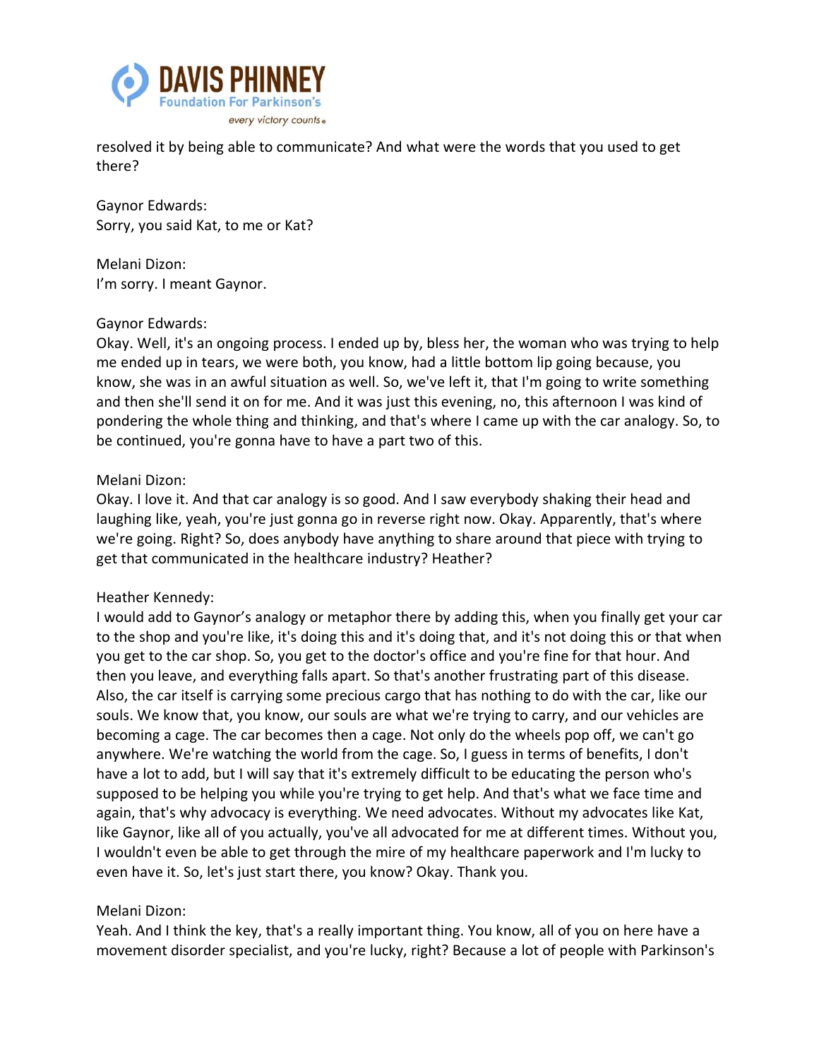resolved it by being able to communicate? And what were the words that you used to get there?

Gaynor Edwards:
Sorry, you said Kat, to me or Kat?

Melani Dizon:
I'm sorry. I meant Gaynor.

Gaynor Edwards:
Okay. Well, it's an ongoing process. I ended up by, bless her, the woman who was trying to help me ended up in tears, we were both, you know, had a little bottom lip going because, you know, she was in an awful situation as well. So, we've left it, that I'm going to write something and then she'll send it on for me. And it was just this evening, no, this afternoon I was kind of pondering the whole thing and thinking, and that's where I came up with the car analogy. So, to be continued, you're gonna have to have a part two of this.

Melani Dizon:
Okay. I love it. And that car analogy is so good. And I saw everybody shaking their head and laughing like, yeah, you're just gonna go in reverse right now. Okay. Apparently, that's where we're going. Right? So, does anybody have anything to share around that piece with trying to get that communicated in the healthcare industry? Heather?

Heather Kennedy:
I would add to Gaynor's analogy or metaphor there by adding this, when you finally get your car to the shop and you're like, it's doing this and it's doing that, and it's not doing this or that when you get to the car shop. So, you get to the doctor's office and you're fine for that hour. And then you leave, and everything falls apart. So that's another frustrating part of this disease. Also, the car itself is carrying some precious cargo that has nothing to do with the car, like our souls. We know that, you know, our souls are what we're trying to carry, and our vehicles are becoming a cage. The car becomes then a cage. Not only do the wheels pop off, we can't go anywhere. We're watching the world from the cage. So, I guess in terms of benefits, I don't have a lot to add, but I will say that it's extremely difficult to be educating the person who's supposed to be helping you while you're trying to get help. And that's what we face time and again, that's why advocacy is everything. We need advocates. Without my advocates like Kat, like Gaynor, like all of you actually, you've all advocated for me at different times. Without you, I wouldn't even be able to get through the mire of my healthcare paperwork and I'm lucky to even have it. So, let's just start there, you know? Okay. Thank you.

Melani Dizon:
Yeah. And I think the key, that's a really important thing. You know, all of you on here have a movement disorder specialist, and you're lucky, right? Because a lot of people with Parkinson's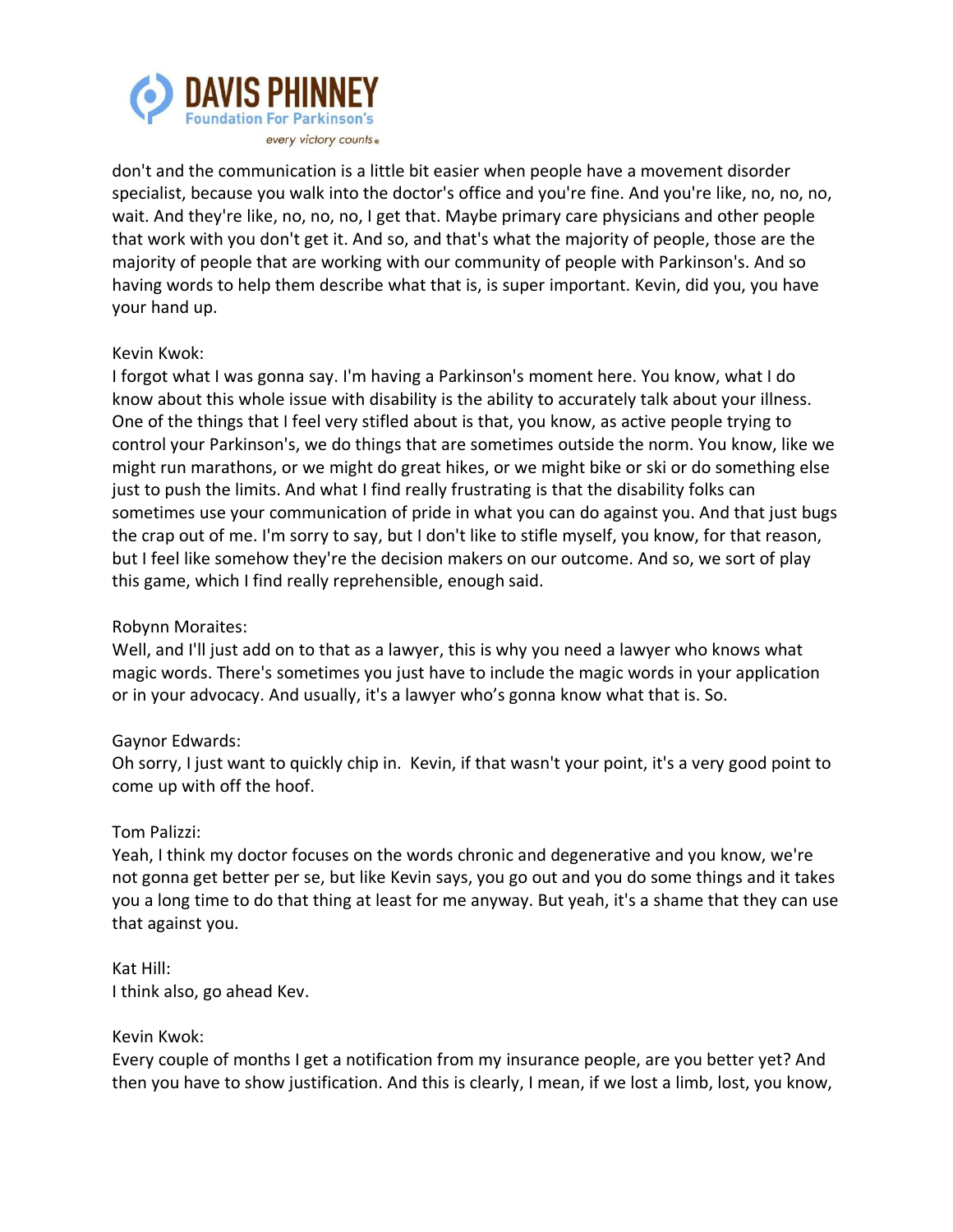don't and the communication is a little bit easier when people have a movement disorder specialist, because you walk into the doctor's office and you're fine. And you're like, no, no, no, wait. And they're like, no, no, no, I get that. Maybe primary care physicians and other people that work with you don't get it. And so, and that's what the majority of people, those are the majority of people that are working with our community of people with Parkinson's. And so having words to help them describe what that is, is super important. Kevin, did you, you have your hand up.

Kevin Kwok:
I forgot what I was gonna say. I'm having a Parkinson's moment here. You know, what I do know about this whole issue with disability is the ability to accurately talk about your illness. One of the things that I feel very stifled about is that, you know, as active people trying to control your Parkinson's, we do things that are sometimes outside the norm. You know, like we might run marathons, or we might do great hikes, or we might bike or ski or do something else just to push the limits. And what I find really frustrating is that the disability folks can sometimes use your communication of pride in what you can do against you. And that just bugs the crap out of me. I'm sorry to say, but I don't like to stifle myself, you know, for that reason, but I feel like somehow they're the decision makers on our outcome. And so, we sort of play this game, which I find really reprehensible, enough said.

Robynn Moraites:
Well, and I'll just add on to that as a lawyer, this is why you need a lawyer who knows what magic words. There's sometimes you just have to include the magic words in your application or in your advocacy. And usually, it's a lawyer who's gonna know what that is. So.

Gaynor Edwards:
Oh sorry, I just want to quickly chip in. Kevin, if that wasn't your point, it's a very good point to come up with off the hoof.

Tom Palizzi:
Yeah, I think my doctor focuses on the words chronic and degenerative and you know, we're not gonna get better per se, but like Kevin says, you go out and you do some things and it takes you a long time to do that thing at least for me anyway. But yeah, it's a shame that they can use that against you.

Kat Hill:
I think also, go ahead Kev.

Kevin Kwok:
Every couple of months I get a notification from my insurance people, are you better yet? And then you have to show justification. And this is clearly, I mean, if we lost a limb, lost, you know,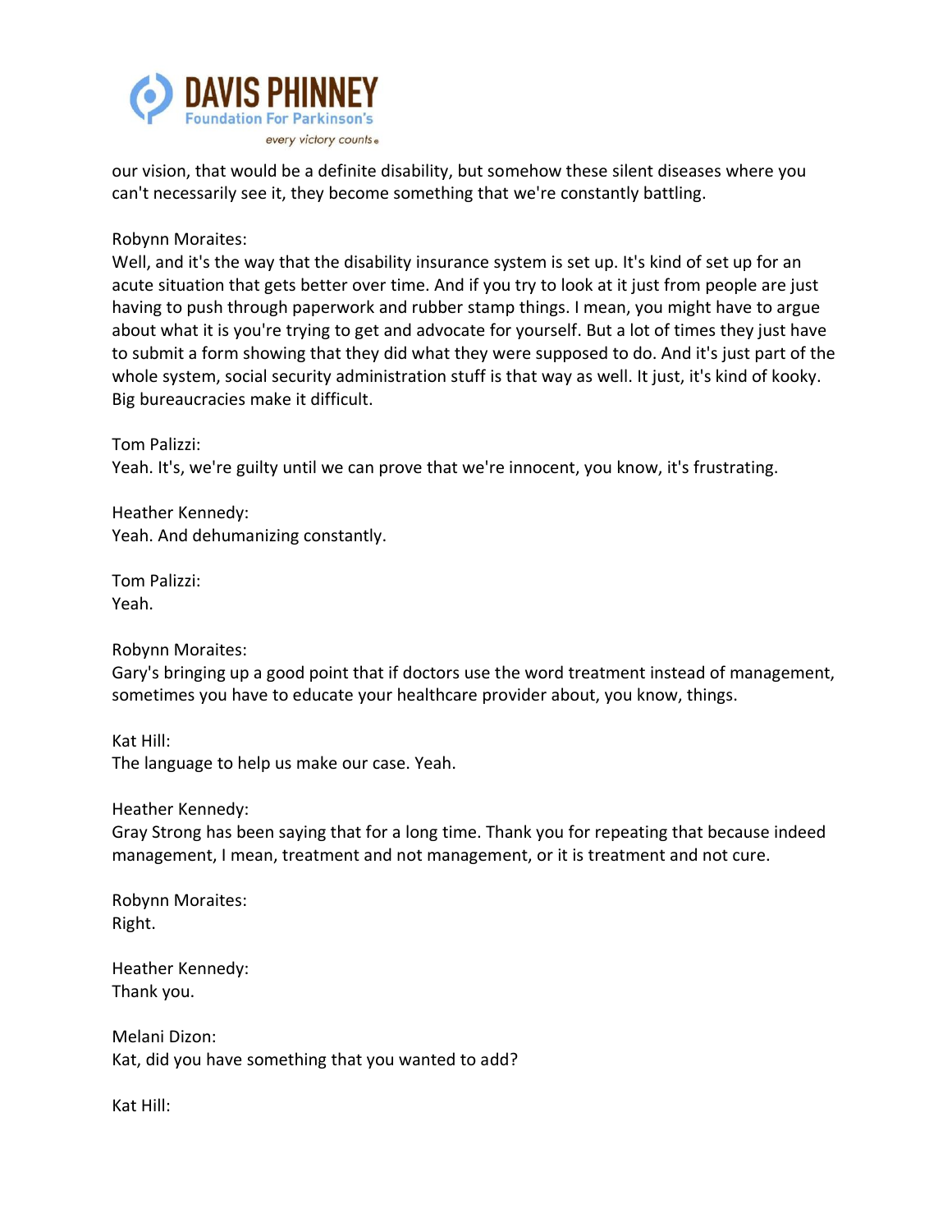our vision, that would be a definite disability, but somehow these silent diseases where you can't necessarily see it, they become something that we're constantly battling.

Robynn Moraites:
Well, and it's the way that the disability insurance system is set up. It's kind of set up for an acute situation that gets better over time. And if you try to look at it just from people are just having to push through paperwork and rubber stamp things. I mean, you might have to argue about what it is you're trying to get and advocate for yourself. But a lot of times they just have to submit a form showing that they did what they were supposed to do. And it's just part of the whole system, social security administration stuff is that way as well. It just, it's kind of kooky. Big bureaucracies make it difficult.

Tom Palizzi:
Yeah. It's, we're guilty until we can prove that we're innocent, you know, it's frustrating.

Heather Kennedy:
Yeah. And dehumanizing constantly.

Tom Palizzi:
Yeah.

Robynn Moraites:
Gary's bringing up a good point that if doctors use the word treatment instead of management, sometimes you have to educate your healthcare provider about, you know, things.

Kat Hill:
The language to help us make our case. Yeah.

Heather Kennedy:
Gray Strong has been saying that for a long time. Thank you for repeating that because indeed management, I mean, treatment and not management, or it is treatment and not cure.

Robynn Moraites:
Right.

Heather Kennedy:
Thank you.

Melani Dizon:
Kat, did you have something that you wanted to add?

Kat Hill: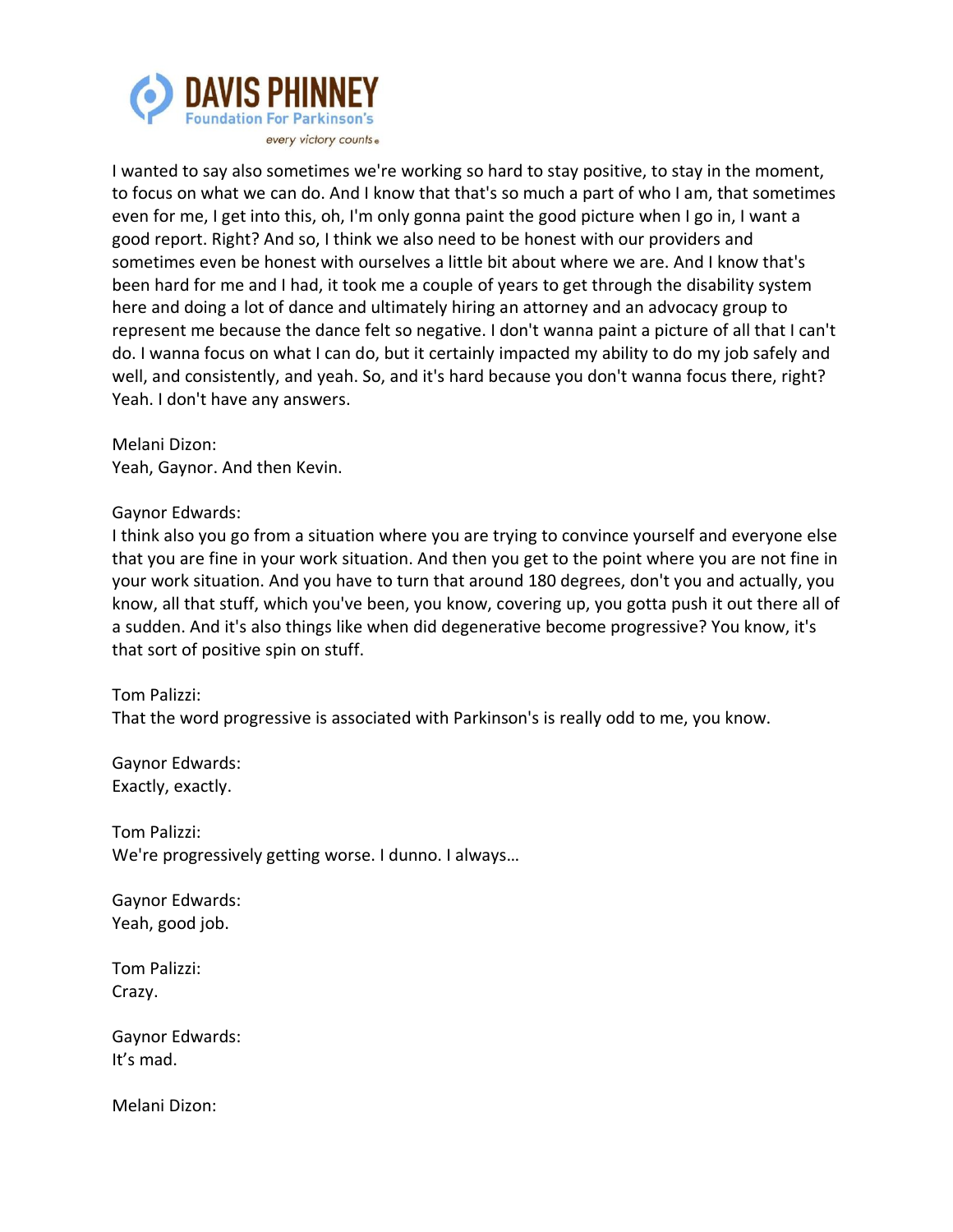I wanted to say also sometimes we're working so hard to stay positive, to stay in the moment, to focus on what we can do. And I know that that's so much a part of who I am, that sometimes even for me, I get into this, oh, I'm only gonna paint the good picture when I go in, I want a good report. Right? And so, I think we also need to be honest with our providers and sometimes even be honest with ourselves a little bit about where we are. And I know that's been hard for me and I had, it took me a couple of years to get through the disability system here and doing a lot of dance and ultimately hiring an attorney and an advocacy group to represent me because the dance felt so negative. I don't wanna paint a picture of all that I can't do. I wanna focus on what I can do, but it certainly impacted my ability to do my job safely and well, and consistently, and yeah. So, and it's hard because you don't wanna focus there, right? Yeah. I don't have any answers.

Melani Dizon:
Yeah, Gaynor. And then Kevin.

Gaynor Edwards:
I think also you go from a situation where you are trying to convince yourself and everyone else that you are fine in your work situation. And then you get to the point where you are not fine in your work situation. And you have to turn that around 180 degrees, don't you and actually, you know, all that stuff, which you've been, you know, covering up, you gotta push it out there all of a sudden. And it's also things like when did degenerative become progressive? You know, it's that sort of positive spin on stuff.

Tom Palizzi:
That the word progressive is associated with Parkinson's is really odd to me, you know.

Gaynor Edwards:
Exactly, exactly.

Tom Palizzi:
We're progressively getting worse. I dunno. I always…

Gaynor Edwards:
Yeah, good job.

Tom Palizzi:
Crazy.

Gaynor Edwards:
It's mad.

Melani Dizon: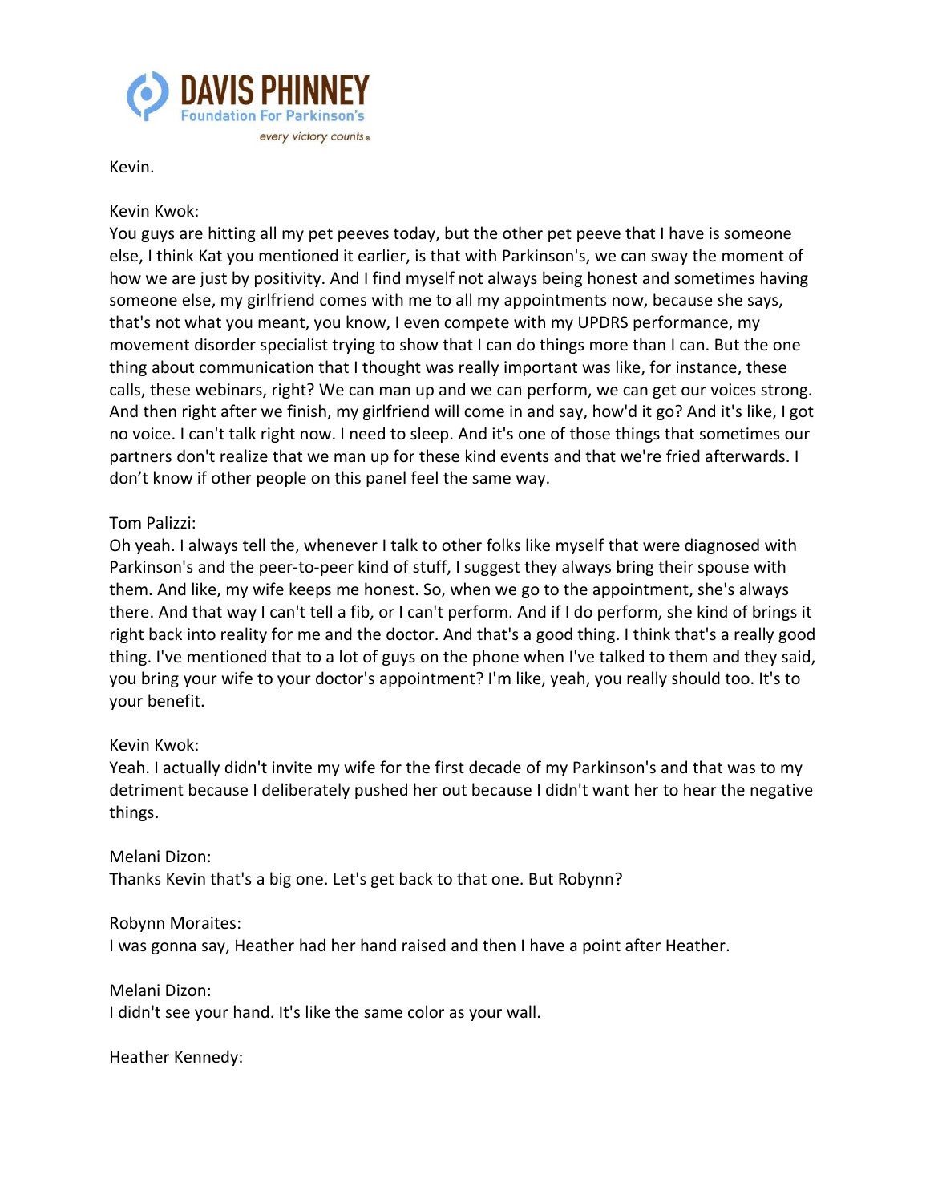Kevin.

Kevin Kwok:
You guys are hitting all my pet peeves today, but the other pet peeve that I have is someone else, I think Kat you mentioned it earlier, is that with Parkinson's, we can sway the moment of how we are just by positivity. And I find myself not always being honest and sometimes having someone else, my girlfriend comes with me to all my appointments now, because she says, that's not what you meant, you know, I even compete with my UPDRS performance, my movement disorder specialist trying to show that I can do things more than I can. But the one thing about communication that I thought was really important was like, for instance, these calls, these webinars, right? We can man up and we can perform, we can get our voices strong. And then right after we finish, my girlfriend will come in and say, how'd it go? And it's like, I got no voice. I can't talk right now. I need to sleep. And it's one of those things that sometimes our partners don't realize that we man up for these kind events and that we're fried afterwards. I don't know if other people on this panel feel the same way.

Tom Palizzi:
Oh yeah. I always tell the, whenever I talk to other folks like myself that were diagnosed with Parkinson's and the peer-to-peer kind of stuff, I suggest they always bring their spouse with them. And like, my wife keeps me honest. So, when we go to the appointment, she's always there. And that way I can't tell a fib, or I can't perform. And if I do perform, she kind of brings it right back into reality for me and the doctor. And that's a good thing. I think that's a really good thing. I've mentioned that to a lot of guys on the phone when I've talked to them and they said, you bring your wife to your doctor's appointment? I'm like, yeah, you really should too. It's to your benefit.

Kevin Kwok:
Yeah. I actually didn't invite my wife for the first decade of my Parkinson's and that was to my detriment because I deliberately pushed her out because I didn't want her to hear the negative things.

Melani Dizon:
Thanks Kevin that's a big one. Let's get back to that one. But Robynn?

Robynn Moraites:
I was gonna say, Heather had her hand raised and then I have a point after Heather.

Melani Dizon:
I didn't see your hand. It's like the same color as your wall.

Heather Kennedy: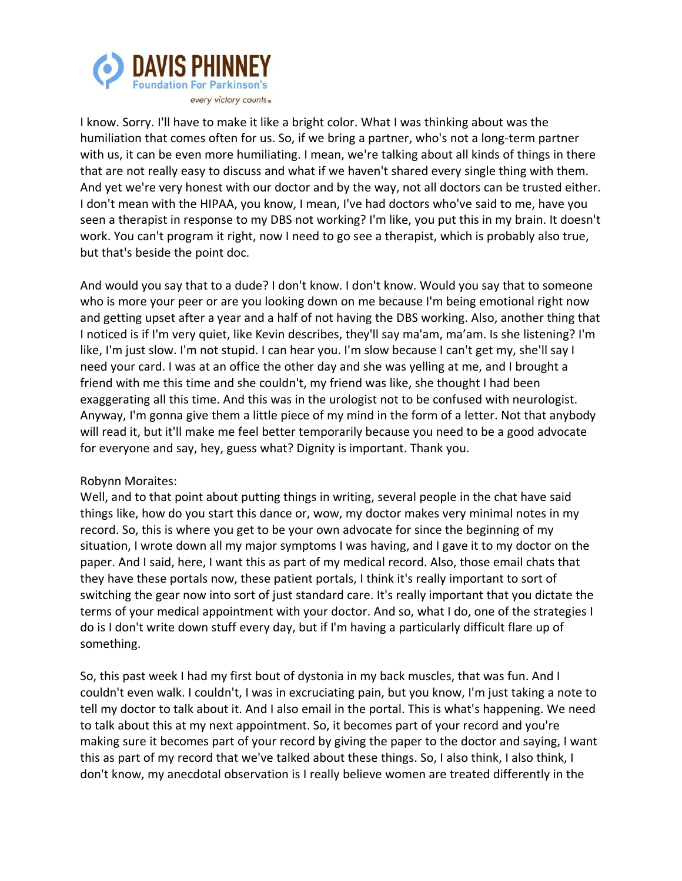I know. Sorry. I'll have to make it like a bright color. What I was thinking about was the humiliation that comes often for us. So, if we bring a partner, who's not a long-term partner with us, it can be even more humiliating. I mean, we're talking about all kinds of things in there that are not really easy to discuss and what if we haven't shared every single thing with them. And yet we're very honest with our doctor and by the way, not all doctors can be trusted either. I don't mean with the HIPAA, you know, I mean, I've had doctors who've said to me, have you seen a therapist in response to my DBS not working? I'm like, you put this in my brain. It doesn't work. You can't program it right, now I need to go see a therapist, which is probably also true, but that's beside the point doc.

And would you say that to a dude? I don't know. I don't know. Would you say that to someone who is more your peer or are you looking down on me because I'm being emotional right now and getting upset after a year and a half of not having the DBS working. Also, another thing that I noticed is if I'm very quiet, like Kevin describes, they'll say ma'am, ma'am. Is she listening? I'm like, I'm just slow. I'm not stupid. I can hear you. I'm slow because I can't get my, she'll say I need your card. I was at an office the other day and she was yelling at me, and I brought a friend with me this time and she couldn't, my friend was like, she thought I had been exaggerating all this time. And this was in the urologist not to be confused with neurologist. Anyway, I'm gonna give them a little piece of my mind in the form of a letter. Not that anybody will read it, but it'll make me feel better temporarily because you need to be a good advocate for everyone and say, hey, guess what? Dignity is important. Thank you.

Robynn Moraites:
Well, and to that point about putting things in writing, several people in the chat have said things like, how do you start this dance or, wow, my doctor makes very minimal notes in my record. So, this is where you get to be your own advocate for since the beginning of my situation, I wrote down all my major symptoms I was having, and I gave it to my doctor on the paper. And I said, here, I want this as part of my medical record. Also, those email chats that they have these portals now, these patient portals, I think it's really important to sort of switching the gear now into sort of just standard care. It's really important that you dictate the terms of your medical appointment with your doctor. And so, what I do, one of the strategies I do is I don't write down stuff every day, but if I'm having a particularly difficult flare up of something.

So, this past week I had my first bout of dystonia in my back muscles, that was fun. And I couldn't even walk. I couldn't, I was in excruciating pain, but you know, I'm just taking a note to tell my doctor to talk about it. And I also email in the portal. This is what's happening. We need to talk about this at my next appointment. So, it becomes part of your record and you're making sure it becomes part of your record by giving the paper to the doctor and saying, I want this as part of my record that we've talked about these things. So, I also think, I also think, I don't know, my anecdotal observation is I really believe women are treated differently in the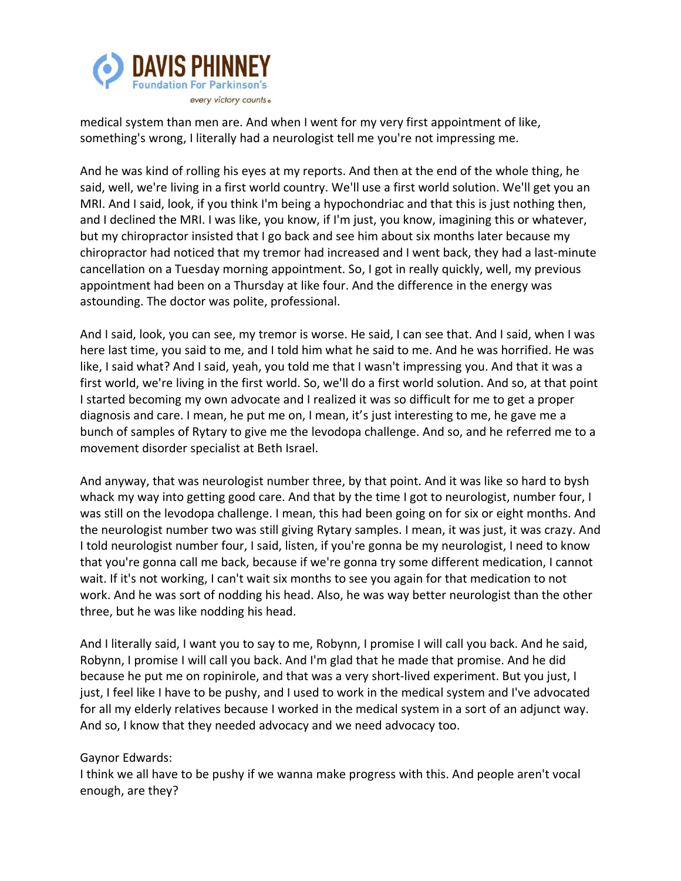medical system than men are. And when I went for my very first appointment of like, something's wrong, I literally had a neurologist tell me you're not impressing me.

And he was kind of rolling his eyes at my reports. And then at the end of the whole thing, he said, well, we're living in a first world country. We'll use a first world solution. We'll get you an MRI. And I said, look, if you think I'm being a hypochondriac and that this is just nothing then, and I declined the MRI. I was like, you know, if I'm just, you know, imagining this or whatever, but my chiropractor insisted that I go back and see him about six months later because my chiropractor had noticed that my tremor had increased and I went back, they had a last-minute cancellation on a Tuesday morning appointment. So, I got in really quickly, well, my previous appointment had been on a Thursday at like four. And the difference in the energy was astounding. The doctor was polite, professional.

And I said, look, you can see, my tremor is worse. He said, I can see that. And I said, when I was here last time, you said to me, and I told him what he said to me. And he was horrified. He was like, I said what? And I said, yeah, you told me that I wasn't impressing you. And that it was a first world, we're living in the first world. So, we'll do a first world solution. And so, at that point I started becoming my own advocate and I realized it was so difficult for me to get a proper diagnosis and care. I mean, he put me on, I mean, it's just interesting to me, he gave me a bunch of samples of Rytary to give me the levodopa challenge. And so, and he referred me to a movement disorder specialist at Beth Israel.

And anyway, that was neurologist number three, by that point. And it was like so hard to bysh whack my way into getting good care. And that by the time I got to neurologist, number four, I was still on the levodopa challenge. I mean, this had been going on for six or eight months. And the neurologist number two was still giving Rytary samples. I mean, it was just, it was crazy. And I told neurologist number four, I said, listen, if you're gonna be my neurologist, I need to know that you're gonna call me back, because if we're gonna try some different medication, I cannot wait. If it's not working, I can't wait six months to see you again for that medication to not work. And he was sort of nodding his head. Also, he was way better neurologist than the other three, but he was like nodding his head.

And I literally said, I want you to say to me, Robynn, I promise I will call you back. And he said, Robynn, I promise I will call you back. And I'm glad that he made that promise. And he did because he put me on ropinirole, and that was a very short-lived experiment. But you just, I just, I feel like I have to be pushy, and I used to work in the medical system and I've advocated for all my elderly relatives because I worked in the medical system in a sort of an adjunct way. And so, I know that they needed advocacy and we need advocacy too.

Gaynor Edwards:
I think we all have to be pushy if we wanna make progress with this. And people aren't vocal enough, are they?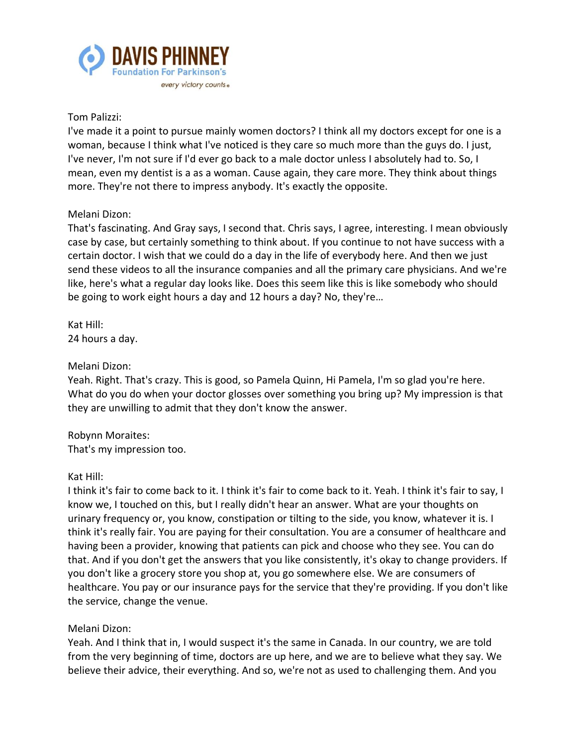Tom Palizzi:
I've made it a point to pursue mainly women doctors? I think all my doctors except for one is a woman, because I think what I've noticed is they care so much more than the guys do. I just, I've never, I'm not sure if I'd ever go back to a male doctor unless I absolutely had to. So, I mean, even my dentist is a as a woman. Cause again, they care more. They think about things more. They're not there to impress anybody. It's exactly the opposite.

Melani Dizon:
That's fascinating. And Gray says, I second that. Chris says, I agree, interesting. I mean obviously case by case, but certainly something to think about. If you continue to not have success with a certain doctor. I wish that we could do a day in the life of everybody here. And then we just send these videos to all the insurance companies and all the primary care physicians. And we're like, here's what a regular day looks like. Does this seem like this is like somebody who should be going to work eight hours a day and 12 hours a day? No, they're…

Kat Hill:
24 hours a day.

Melani Dizon:
Yeah. Right. That's crazy. This is good, so Pamela Quinn, Hi Pamela, I'm so glad you're here. What do you do when your doctor glosses over something you bring up? My impression is that they are unwilling to admit that they don't know the answer.

Robynn Moraites:
That's my impression too.

Kat Hill:
I think it's fair to come back to it. I think it's fair to come back to it. Yeah. I think it's fair to say, I know we, I touched on this, but I really didn't hear an answer. What are your thoughts on urinary frequency or, you know, constipation or tilting to the side, you know, whatever it is. I think it's really fair. You are paying for their consultation. You are a consumer of healthcare and having been a provider, knowing that patients can pick and choose who they see. You can do that. And if you don't get the answers that you like consistently, it's okay to change providers. If you don't like a grocery store you shop at, you go somewhere else. We are consumers of healthcare. You pay or our insurance pays for the service that they're providing. If you don't like the service, change the venue.

Melani Dizon:
Yeah. And I think that in, I would suspect it's the same in Canada. In our country, we are told from the very beginning of time, doctors are up here, and we are to believe what they say. We believe their advice, their everything. And so, we're not as used to challenging them. And you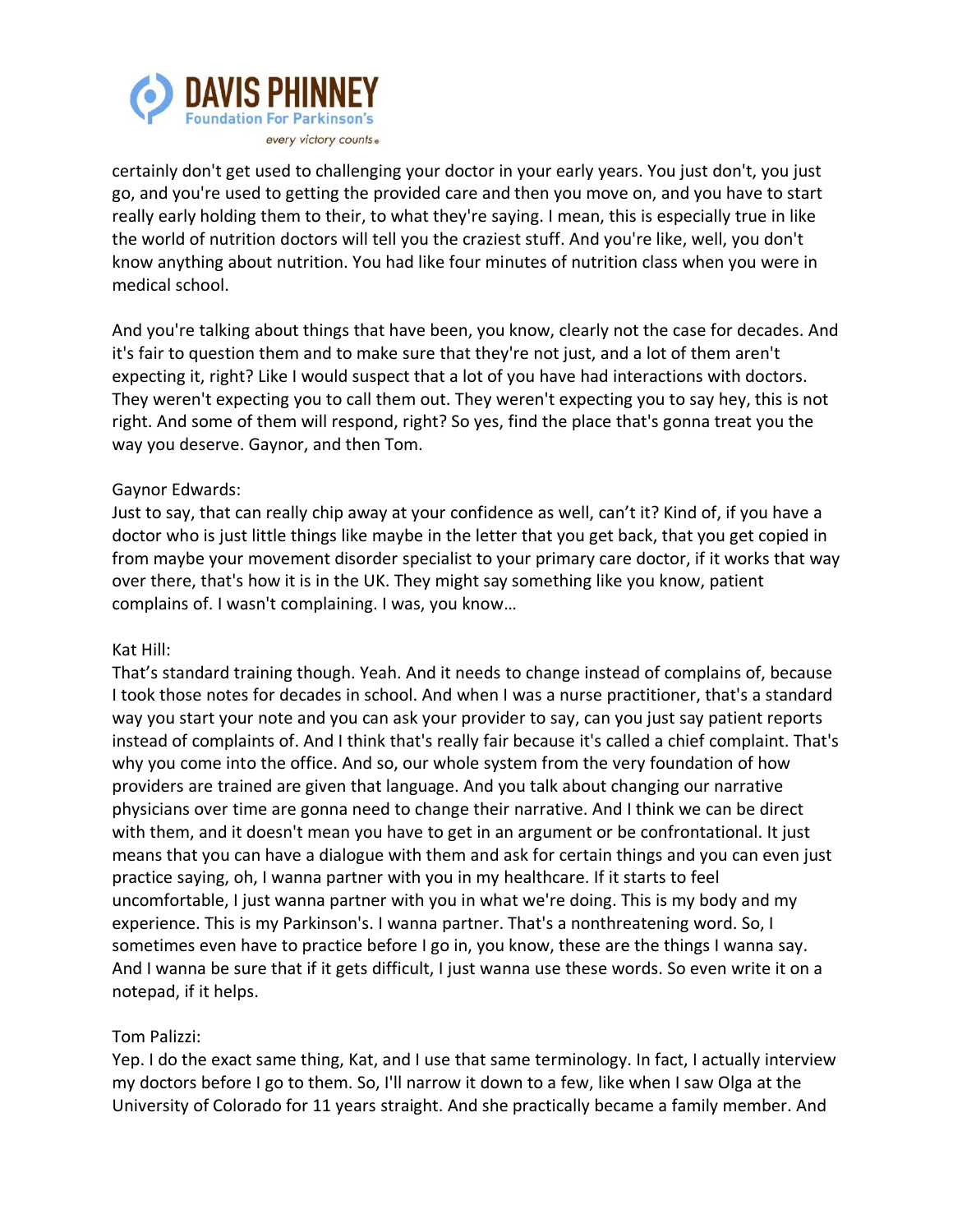certainly don't get used to challenging your doctor in your early years. You just don't, you just go, and you're used to getting the provided care and then you move on, and you have to start really early holding them to their, to what they're saying. I mean, this is especially true in like the world of nutrition doctors will tell you the craziest stuff. And you're like, well, you don't know anything about nutrition. You had like four minutes of nutrition class when you were in medical school.

And you're talking about things that have been, you know, clearly not the case for decades. And it's fair to question them and to make sure that they're not just, and a lot of them aren't expecting it, right? Like I would suspect that a lot of you have had interactions with doctors. They weren't expecting you to call them out. They weren't expecting you to say hey, this is not right. And some of them will respond, right? So yes, find the place that's gonna treat you the way you deserve. Gaynor, and then Tom.

Gaynor Edwards:
Just to say, that can really chip away at your confidence as well, can't it? Kind of, if you have a doctor who is just little things like maybe in the letter that you get back, that you get copied in from maybe your movement disorder specialist to your primary care doctor, if it works that way over there, that's how it is in the UK. They might say something like you know, patient complains of. I wasn't complaining. I was, you know…

Kat Hill:
That's standard training though. Yeah. And it needs to change instead of complains of, because I took those notes for decades in school. And when I was a nurse practitioner, that's a standard way you start your note and you can ask your provider to say, can you just say patient reports instead of complaints of. And I think that's really fair because it's called a chief complaint. That's why you come into the office. And so, our whole system from the very foundation of how providers are trained are given that language. And you talk about changing our narrative physicians over time are gonna need to change their narrative. And I think we can be direct with them, and it doesn't mean you have to get in an argument or be confrontational. It just means that you can have a dialogue with them and ask for certain things and you can even just practice saying, oh, I wanna partner with you in my healthcare. If it starts to feel uncomfortable, I just wanna partner with you in what we're doing. This is my body and my experience. This is my Parkinson's. I wanna partner. That's a nonthreatening word. So, I sometimes even have to practice before I go in, you know, these are the things I wanna say. And I wanna be sure that if it gets difficult, I just wanna use these words. So even write it on a notepad, if it helps.

Tom Palizzi:
Yep. I do the exact same thing, Kat, and I use that same terminology. In fact, I actually interview my doctors before I go to them. So, I'll narrow it down to a few, like when I saw Olga at the University of Colorado for 11 years straight. And she practically became a family member. And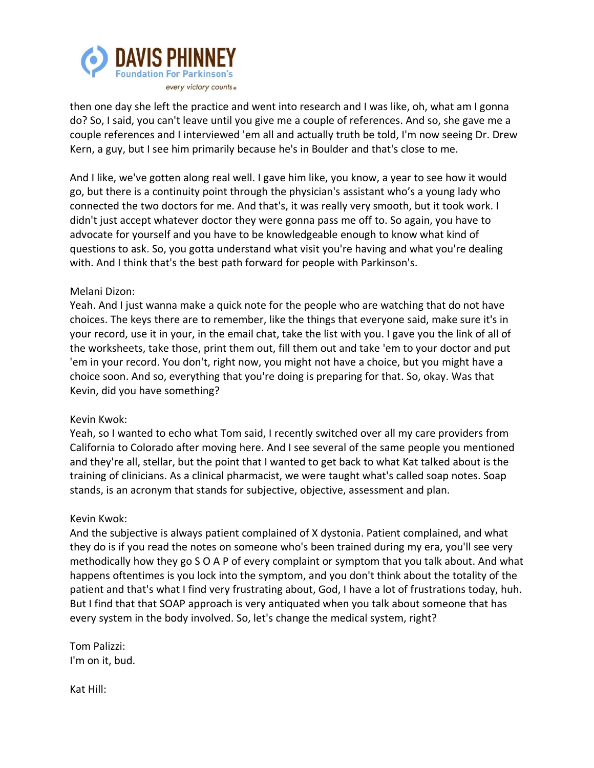then one day she left the practice and went into research and I was like, oh, what am I gonna do? So, I said, you can't leave until you give me a couple of references. And so, she gave me a couple references and I interviewed 'em all and actually truth be told, I'm now seeing Dr. Drew Kern, a guy, but I see him primarily because he's in Boulder and that's close to me.

And I like, we've gotten along real well. I gave him like, you know, a year to see how it would go, but there is a continuity point through the physician's assistant who's a young lady who connected the two doctors for me. And that's, it was really very smooth, but it took work. I didn't just accept whatever doctor they were gonna pass me off to. So again, you have to advocate for yourself and you have to be knowledgeable enough to know what kind of questions to ask. So, you gotta understand what visit you're having and what you're dealing with. And I think that's the best path forward for people with Parkinson's.

Melani Dizon:
Yeah. And I just wanna make a quick note for the people who are watching that do not have choices. The keys there are to remember, like the things that everyone said, make sure it's in your record, use it in your, in the email chat, take the list with you. I gave you the link of all of the worksheets, take those, print them out, fill them out and take 'em to your doctor and put 'em in your record. You don't, right now, you might not have a choice, but you might have a choice soon. And so, everything that you're doing is preparing for that. So, okay. Was that Kevin, did you have something?

Kevin Kwok:
Yeah, so I wanted to echo what Tom said, I recently switched over all my care providers from California to Colorado after moving here. And I see several of the same people you mentioned and they're all, stellar, but the point that I wanted to get back to what Kat talked about is the training of clinicians. As a clinical pharmacist, we were taught what's called soap notes. Soap stands, is an acronym that stands for subjective, objective, assessment and plan.

Kevin Kwok:
And the subjective is always patient complained of X dystonia. Patient complained, and what they do is if you read the notes on someone who's been trained during my era, you'll see very methodically how they go S O A P of every complaint or symptom that you talk about. And what happens oftentimes is you lock into the symptom, and you don't think about the totality of the patient and that's what I find very frustrating about, God, I have a lot of frustrations today, huh. But I find that that SOAP approach is very antiquated when you talk about someone that has every system in the body involved. So, let's change the medical system, right?

Tom Palizzi:
I'm on it, bud.

Kat Hill: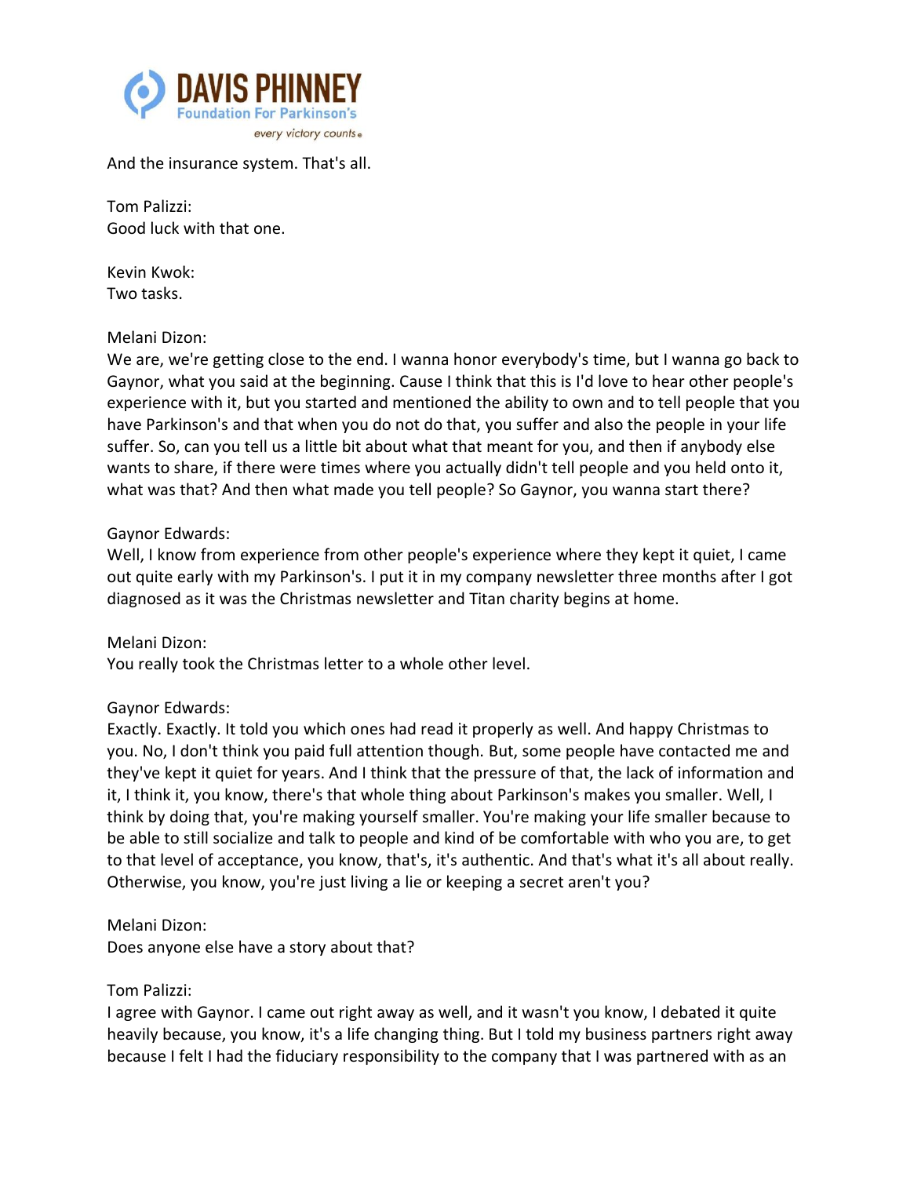And the insurance system. That's all.

Tom Palizzi:
Good luck with that one.

Kevin Kwok:
Two tasks.

Melani Dizon:
We are, we're getting close to the end. I wanna honor everybody's time, but I wanna go back to Gaynor, what you said at the beginning. Cause I think that this is I'd love to hear other people's experience with it, but you started and mentioned the ability to own and to tell people that you have Parkinson's and that when you do not do that, you suffer and also the people in your life suffer. So, can you tell us a little bit about what that meant for you, and then if anybody else wants to share, if there were times where you actually didn't tell people and you held onto it, what was that? And then what made you tell people? So Gaynor, you wanna start there?

Gaynor Edwards:
Well, I know from experience from other people's experience where they kept it quiet, I came out quite early with my Parkinson's. I put it in my company newsletter three months after I got diagnosed as it was the Christmas newsletter and Titan charity begins at home.

Melani Dizon:
You really took the Christmas letter to a whole other level.

Gaynor Edwards:
Exactly. Exactly. It told you which ones had read it properly as well. And happy Christmas to you. No, I don't think you paid full attention though. But, some people have contacted me and they've kept it quiet for years. And I think that the pressure of that, the lack of information and it, I think it, you know, there's that whole thing about Parkinson's makes you smaller. Well, I think by doing that, you're making yourself smaller. You're making your life smaller because to be able to still socialize and talk to people and kind of be comfortable with who you are, to get to that level of acceptance, you know, that's, it's authentic. And that's what it's all about really. Otherwise, you know, you're just living a lie or keeping a secret aren't you?

Melani Dizon:
Does anyone else have a story about that?

Tom Palizzi:
I agree with Gaynor. I came out right away as well, and it wasn't you know, I debated it quite heavily because, you know, it's a life changing thing. But I told my business partners right away because I felt I had the fiduciary responsibility to the company that I was partnered with as an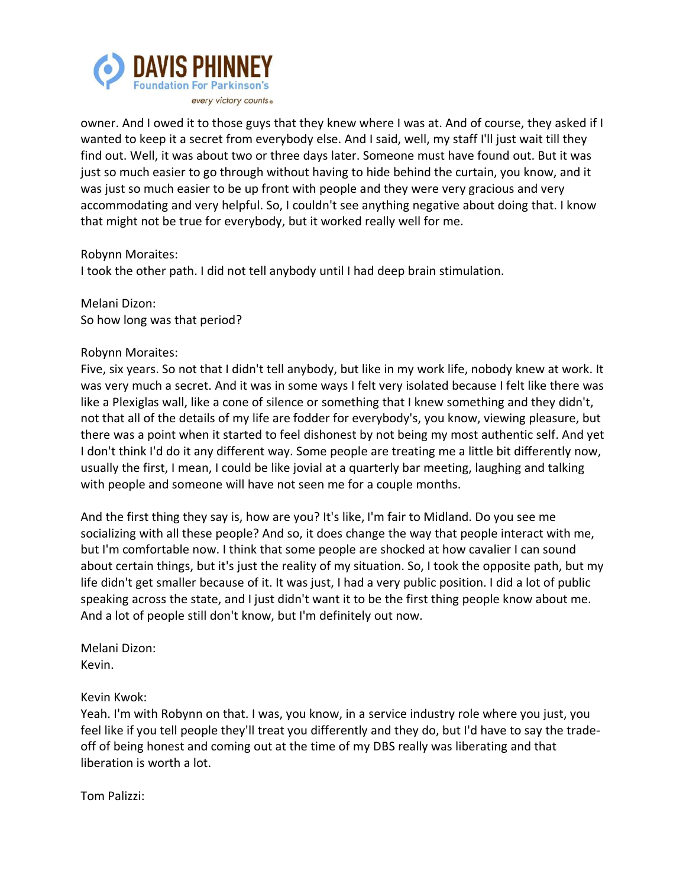owner. And I owed it to those guys that they knew where I was at. And of course, they asked if I wanted to keep it a secret from everybody else. And I said, well, my staff I'll just wait till they find out. Well, it was about two or three days later. Someone must have found out. But it was just so much easier to go through without having to hide behind the curtain, you know, and it was just so much easier to be up front with people and they were very gracious and very accommodating and very helpful. So, I couldn't see anything negative about doing that. I know that might not be true for everybody, but it worked really well for me.

Robynn Moraites:
I took the other path. I did not tell anybody until I had deep brain stimulation.

Melani Dizon:
So how long was that period?

Robynn Moraites:
Five, six years. So not that I didn't tell anybody, but like in my work life, nobody knew at work. It was very much a secret. And it was in some ways I felt very isolated because I felt like there was like a Plexiglas wall, like a cone of silence or something that I knew something and they didn't, not that all of the details of my life are fodder for everybody's, you know, viewing pleasure, but there was a point when it started to feel dishonest by not being my most authentic self. And yet I don't think I'd do it any different way. Some people are treating me a little bit differently now, usually the first, I mean, I could be like jovial at a quarterly bar meeting, laughing and talking with people and someone will have not seen me for a couple months.

And the first thing they say is, how are you? It's like, I'm fair to Midland. Do you see me socializing with all these people? And so, it does change the way that people interact with me, but I'm comfortable now. I think that some people are shocked at how cavalier I can sound about certain things, but it's just the reality of my situation. So, I took the opposite path, but my life didn't get smaller because of it. It was just, I had a very public position. I did a lot of public speaking across the state, and I just didn't want it to be the first thing people know about me. And a lot of people still don't know, but I'm definitely out now.

Melani Dizon:
Kevin.

Kevin Kwok:
Yeah. I'm with Robynn on that. I was, you know, in a service industry role where you just, you feel like if you tell people they'll treat you differently and they do, but I'd have to say the trade-off of being honest and coming out at the time of my DBS really was liberating and that liberation is worth a lot.

Tom Palizzi: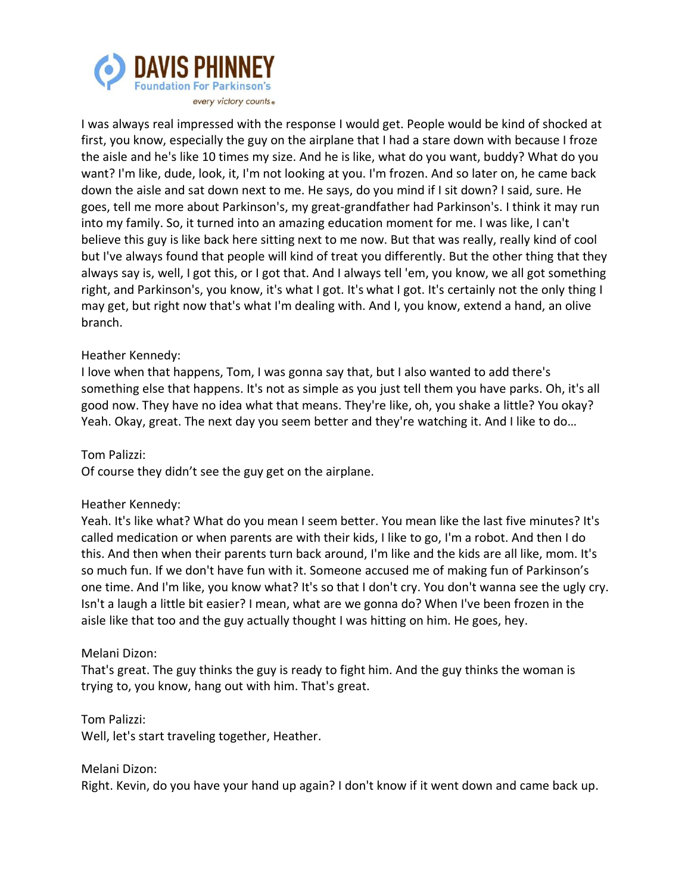I was always real impressed with the response I would get. People would be kind of shocked at first, you know, especially the guy on the airplane that I had a stare down with because I froze the aisle and he's like 10 times my size. And he is like, what do you want, buddy? What do you want? I'm like, dude, look, it, I'm not looking at you. I'm frozen. And so later on, he came back down the aisle and sat down next to me. He says, do you mind if I sit down? I said, sure. He goes, tell me more about Parkinson's, my great-grandfather had Parkinson's. I think it may run into my family. So, it turned into an amazing education moment for me. I was like, I can't believe this guy is like back here sitting next to me now. But that was really, really kind of cool but I've always found that people will kind of treat you differently. But the other thing that they always say is, well, I got this, or I got that. And I always tell 'em, you know, we all got something right, and Parkinson's, you know, it's what I got. It's what I got. It's certainly not the only thing I may get, but right now that's what I'm dealing with. And I, you know, extend a hand, an olive branch.

Heather Kennedy:
I love when that happens, Tom, I was gonna say that, but I also wanted to add there's something else that happens. It's not as simple as you just tell them you have parks. Oh, it's all good now. They have no idea what that means. They're like, oh, you shake a little? You okay? Yeah. Okay, great. The next day you seem better and they're watching it. And I like to do…

Tom Palizzi:
Of course they didn't see the guy get on the airplane.

Heather Kennedy:
Yeah. It's like what? What do you mean I seem better. You mean like the last five minutes? It's called medication or when parents are with their kids, I like to go, I'm a robot. And then I do this. And then when their parents turn back around, I'm like and the kids are all like, mom. It's so much fun. If we don't have fun with it. Someone accused me of making fun of Parkinson's one time. And I'm like, you know what? It's so that I don't cry. You don't wanna see the ugly cry. Isn't a laugh a little bit easier? I mean, what are we gonna do? When I've been frozen in the aisle like that too and the guy actually thought I was hitting on him. He goes, hey.

Melani Dizon:
That's great. The guy thinks the guy is ready to fight him. And the guy thinks the woman is trying to, you know, hang out with him. That's great.

Tom Palizzi:
Well, let's start traveling together, Heather.

Melani Dizon:
Right. Kevin, do you have your hand up again? I don't know if it went down and came back up.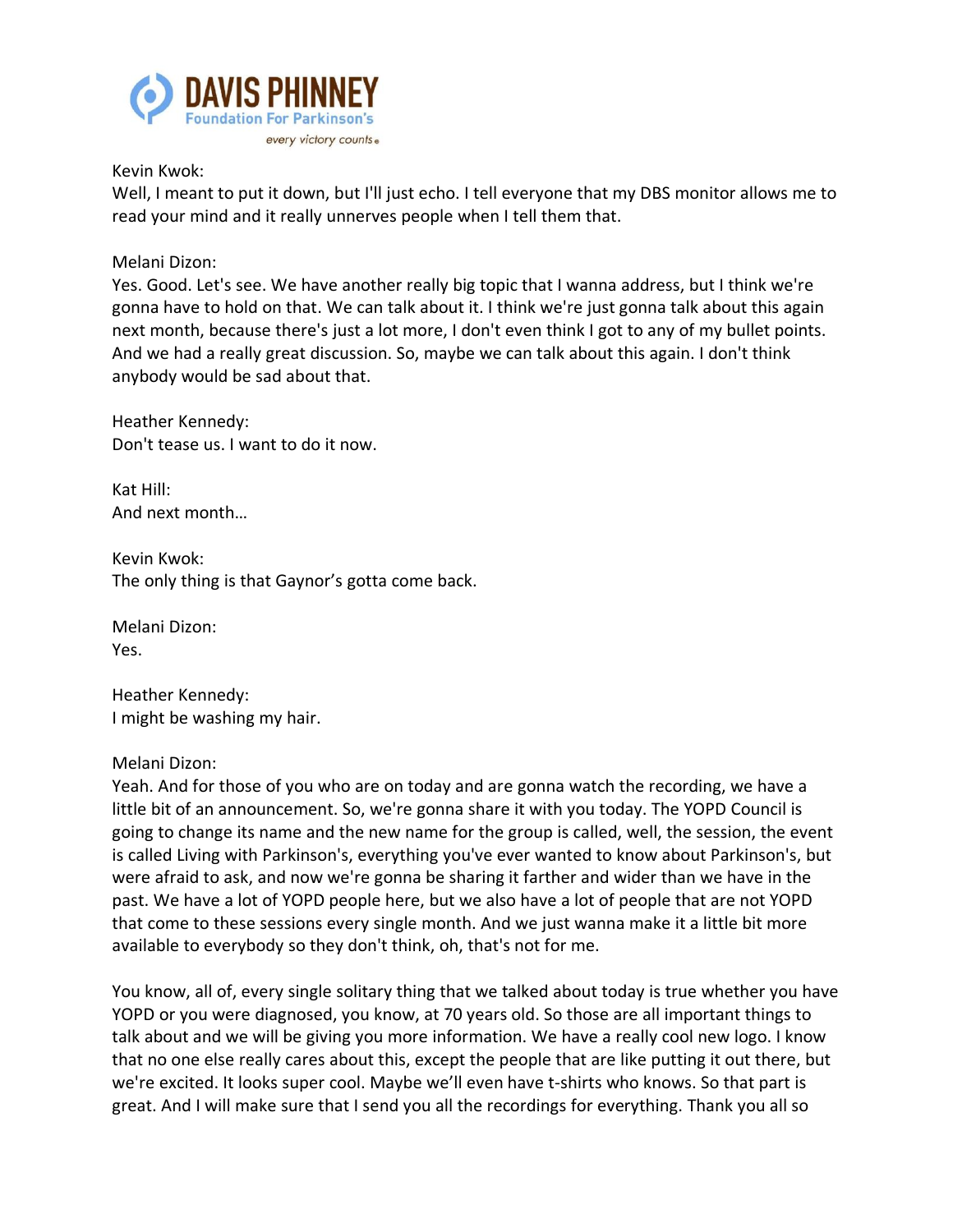Kevin Kwok:
Well, I meant to put it down, but I'll just echo. I tell everyone that my DBS monitor allows me to read your mind and it really unnerves people when I tell them that.

Melani Dizon:
Yes. Good. Let's see. We have another really big topic that I wanna address, but I think we're gonna have to hold on that. We can talk about it. I think we're just gonna talk about this again next month, because there's just a lot more, I don't even think I got to any of my bullet points. And we had a really great discussion. So, maybe we can talk about this again. I don't think anybody would be sad about that.

Heather Kennedy:
Don't tease us. I want to do it now.

Kat Hill:
And next month…

Kevin Kwok:
The only thing is that Gaynor's gotta come back.

Melani Dizon:
Yes.

Heather Kennedy:
I might be washing my hair.

Melani Dizon:
Yeah. And for those of you who are on today and are gonna watch the recording, we have a little bit of an announcement. So, we're gonna share it with you today. The YOPD Council is going to change its name and the new name for the group is called, well, the session, the event is called Living with Parkinson's, everything you've ever wanted to know about Parkinson's, but were afraid to ask, and now we're gonna be sharing it farther and wider than we have in the past. We have a lot of YOPD people here, but we also have a lot of people that are not YOPD that come to these sessions every single month. And we just wanna make it a little bit more available to everybody so they don't think, oh, that's not for me.

You know, all of, every single solitary thing that we talked about today is true whether you have YOPD or you were diagnosed, you know, at 70 years old. So those are all important things to talk about and we will be giving you more information. We have a really cool new logo. I know that no one else really cares about this, except the people that are like putting it out there, but we're excited. It looks super cool. Maybe we'll even have t-shirts who knows. So that part is great. And I will make sure that I send you all the recordings for everything. Thank you all so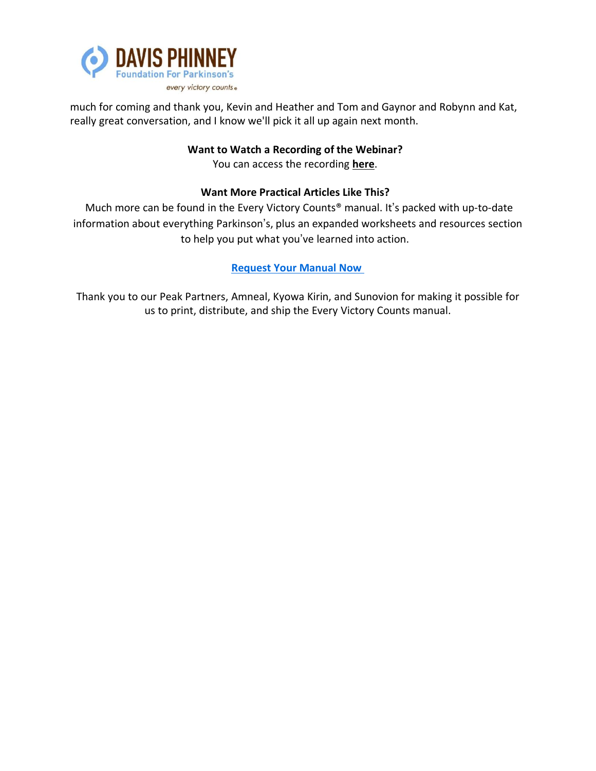much for coming and thank you, Kevin and Heather and Tom and Gaynor and Robynn and Kat, really great conversation, and I know we'll pick it all up again next month.

**Want to Watch a Recording of the Webinar?**

You can access the recording **here**.

**Want More Practical Articles Like This?**

Much more can be found in the Every Victory Counts® manual. It's packed with up-to-date information about everything Parkinson's, plus an expanded worksheets and resources section to help you put what you've learned into action.

**Request Your Manual Now**

Thank you to our Peak Partners, Amneal, Kyowa Kirin, and Sunovion for making it possible for us to print, distribute, and ship the Every Victory Counts manual.